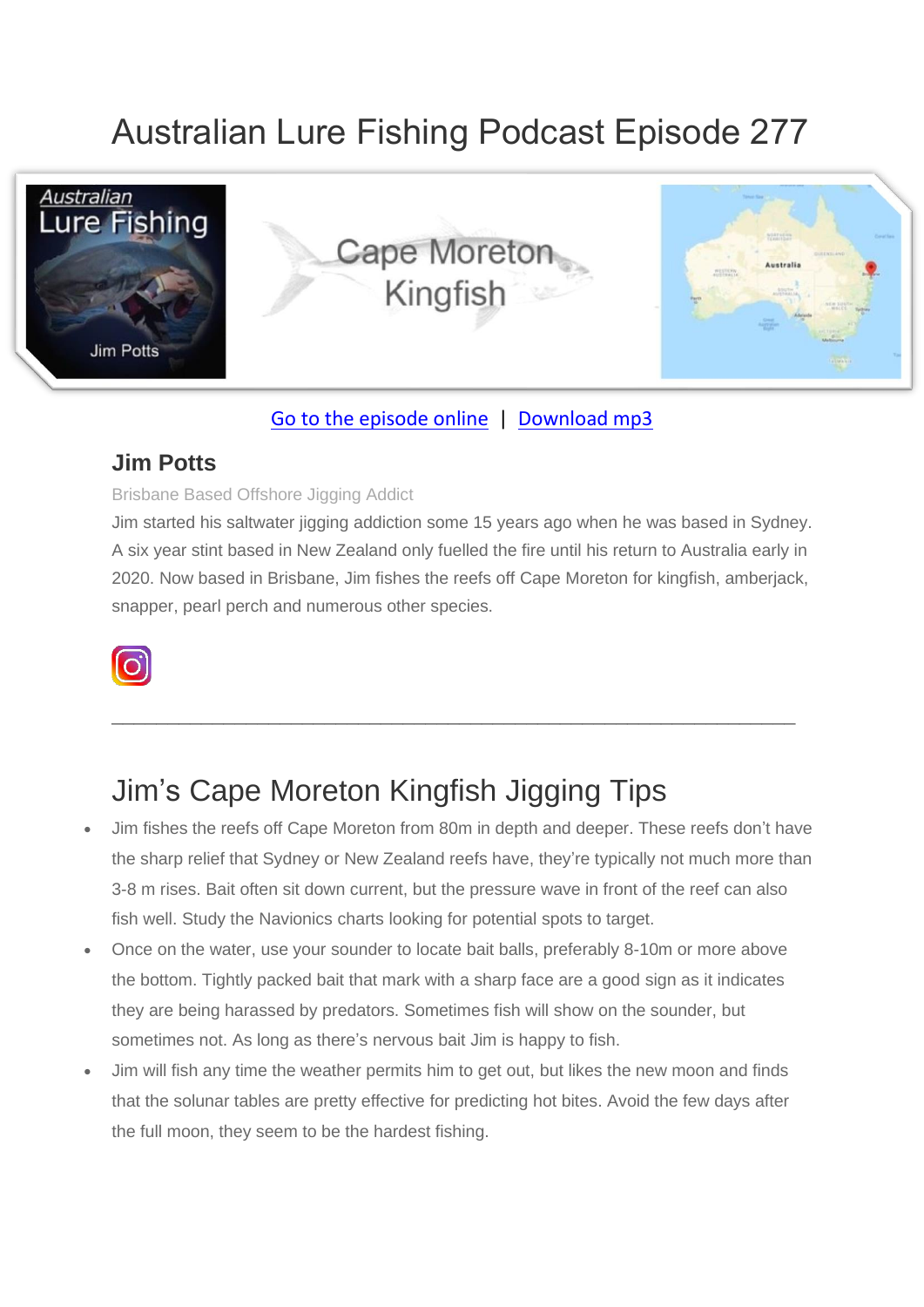# Australian Lure Fishing Podcast Episode 277

Go to the episode online | Download mp3

### Jim Potts

Brisbane Based Offshore Jigging Addict

Jim started his saltwater jigging addiction some 15 years ago when he was based in Sydney. A six year stint based in New Zealand only fuelled the fire until his return to Australia early in 2020. Now based in Brisbane, Jim fishes the reefs off Cape Moreton for kingfish, amberjack, snapper, pearl perch and numerous other species.

---

## Jim's Cape Moreton Kingfish Jigging Tips

- Jim fishes the reefs off Cape Moreton from 80m in depth and deeper. These reefs don't have the sharp relief that Sydney or New Zealand reefs have, they're typically not much more than 3-8 m rises. Bait often sit down current, but the pressure wave in front of the reef can also fish well. Study the Navionics charts looking for potential spots to target.
- Once on the water, use your sounder to locate bait balls, preferably 8-10m or more above the bottom. Tightly packed bait that mark with a sharp face are a good sign as it indicates they are being harassed by predators. Sometimes fish will show on the sounder, but sometimes not. As long as there's nervous bait Jim is happy to fish.
- Jim will fish any time the weather permits him to get out, but likes the new moon and finds that the solunar tables are pretty effective for predicting hot bites. Avoid the few days after the full moon, they seem to be the hardest fishing.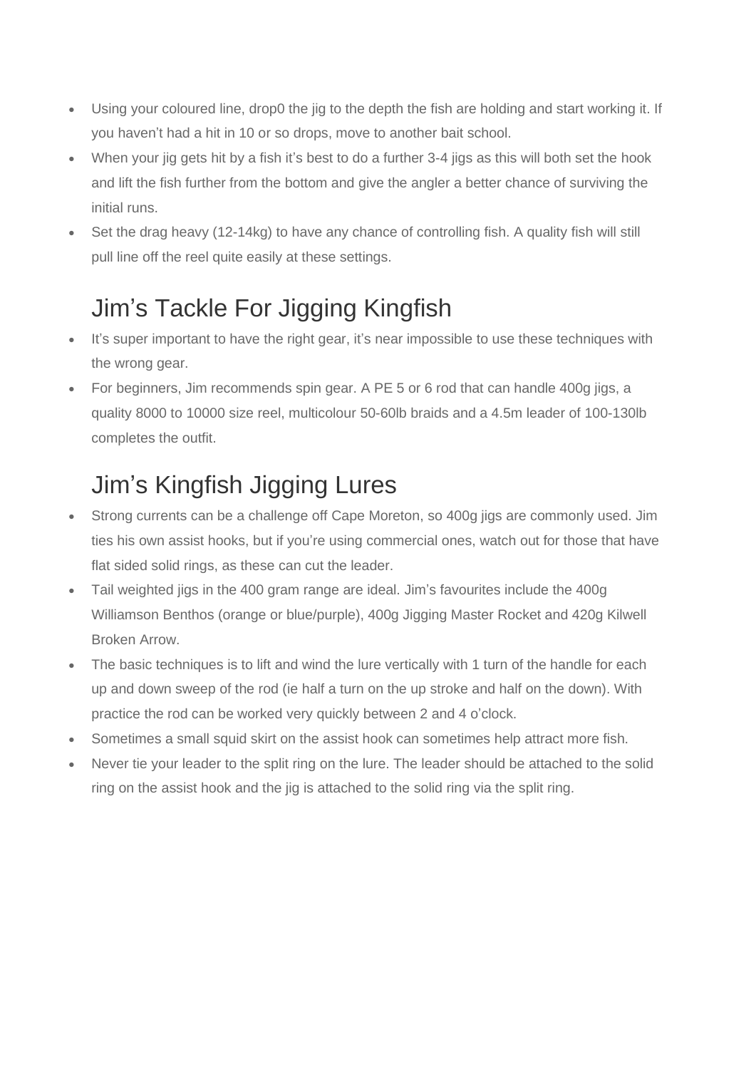- Using your coloured line, drop0 the jig to the depth the fish are holding and start working it. If you haven't had a hit in 10 or so drops, move to another bait school.
- When your jig gets hit by a fish it's best to do a further 3-4 jigs as this will both set the hook and lift the fish further from the bottom and give the angler a better chance of surviving the initial runs.
- Set the drag heavy (12-14kg) to have any chance of controlling fish. A quality fish will still pull line off the reel quite easily at these settings.

## Jim's Tackle For Jigging Kingfish

- It's super important to have the right gear, it's near impossible to use these techniques with the wrong gear.
- For beginners, Jim recommends spin gear. A PE 5 or 6 rod that can handle 400g jigs, a quality 8000 to 10000 size reel, multicolour 50-60lb braids and a 4.5m leader of 100-130lb completes the outfit.

## Jim's Kingfish Jigging Lures

- Strong currents can be a challenge off Cape Moreton, so 400g jigs are commonly used. Jim ties his own assist hooks, but if you're using commercial ones, watch out for those that have flat sided solid rings, as these can cut the leader.
- Tail weighted jigs in the 400 gram range are ideal. Jim's favourites include the 400g Williamson Benthos (orange or blue/purple), 400g Jigging Master Rocket and 420g Kilwell Broken Arrow.
- The basic techniques is to lift and wind the lure vertically with 1 turn of the handle for each up and down sweep of the rod (ie half a turn on the up stroke and half on the down). With practice the rod can be worked very quickly between 2 and 4 o'clock.
- Sometimes a small squid skirt on the assist hook can sometimes help attract more fish.
- Never tie your leader to the split ring on the lure. The leader should be attached to the solid ring on the assist hook and the jig is attached to the solid ring via the split ring.